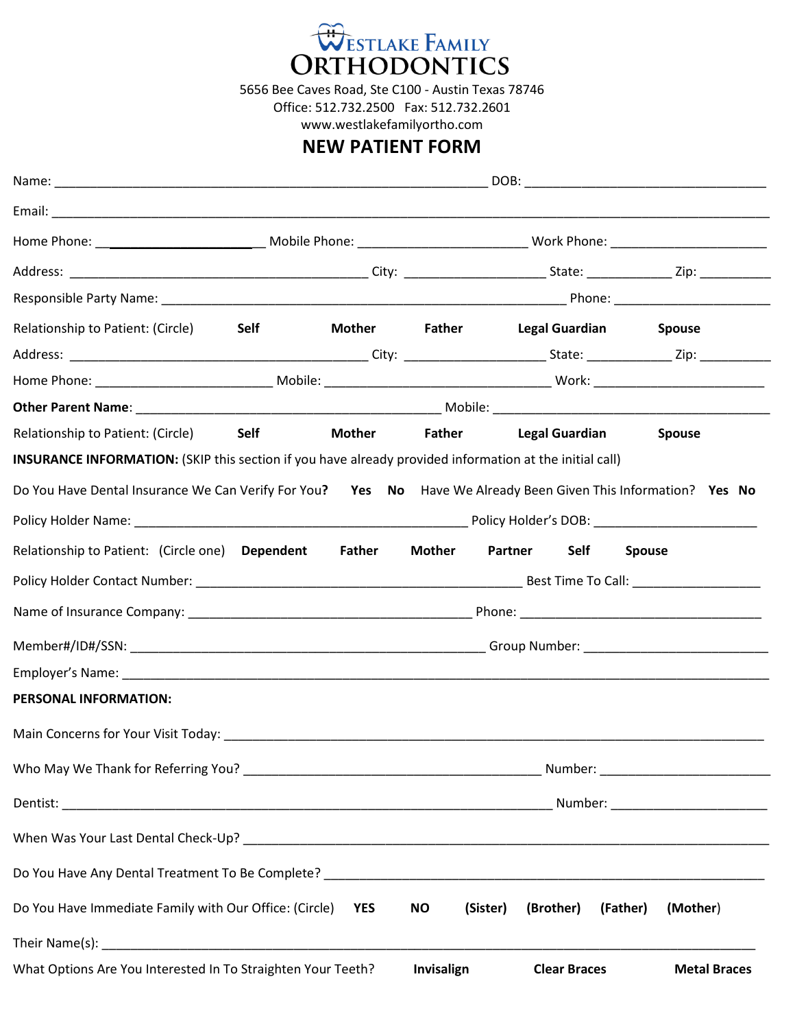# WESTLAKE FAMILY ORTHODONTICS

5656 Bee Caves Road, Ste C100 - Austin Texas 78746
Office: 512.732.2500 Fax: 512.732.2601
www.westlakefamilyortho.com

## NEW PATIENT FORM

Name: ______________________________ DOB: ______________________________

Email: ______________________________________________________________

Home Phone: ____________________ Mobile Phone: ____________________ Work Phone: ____________________

Address: ______________________________ City: ____________________ State: ____________ Zip: __________

Responsible Party Name: ______________________________________________ Phone: ____________________

Relationship to Patient: (Circle) **Self** **Mother** **Father** **Legal Guardian** **Spouse**

Address: ______________________________ City: ____________________ State: ____________ Zip: __________

Home Phone: ____________________ Mobile: ______________________________ Work: ____________________

**Other Parent Name**: ______________________________ Mobile: ______________________________

Relationship to Patient: (Circle) **Self** **Mother** **Father** **Legal Guardian** **Spouse**

**INSURANCE INFORMATION:** (SKIP this section if you have already provided information at the initial call)

Do You Have Dental Insurance We Can Verify For You**?** **Yes** **No** Have We Already Been Given This Information? **Yes** **No**

Policy Holder Name: ________________________________________ Policy Holder's DOB: ____________________

Relationship to Patient: (Circle one) **Dependent** **Father** **Mother** **Partner** **Self** **Spouse**

Policy Holder Contact Number: ________________________________________ Best Time To Call: ________________

Name of Insurance Company: ________________________________________ Phone: ______________________________

Member#/ID#/SSN: ________________________________________ Group Number: ________________________

Employer's Name: ______________________________________________________________

**PERSONAL INFORMATION:**

Main Concerns for Your Visit Today: ______________________________________________________________

Who May We Thank for Referring You? ________________________________________ Number: ____________________

Dentist: ______________________________________________________________ Number: ____________________

When Was Your Last Dental Check-Up? ______________________________________________________________

Do You Have Any Dental Treatment To Be Complete? ______________________________________________________________

Do You Have Immediate Family with Our Office: (Circle) **YES** **NO** **(Sister)** **(Brother)** **(Father)** **(Mother)**

Their Name(s): ______________________________________________________________

What Options Are You Interested In To Straighten Your Teeth? **Invisalign** **Clear Braces** **Metal Braces**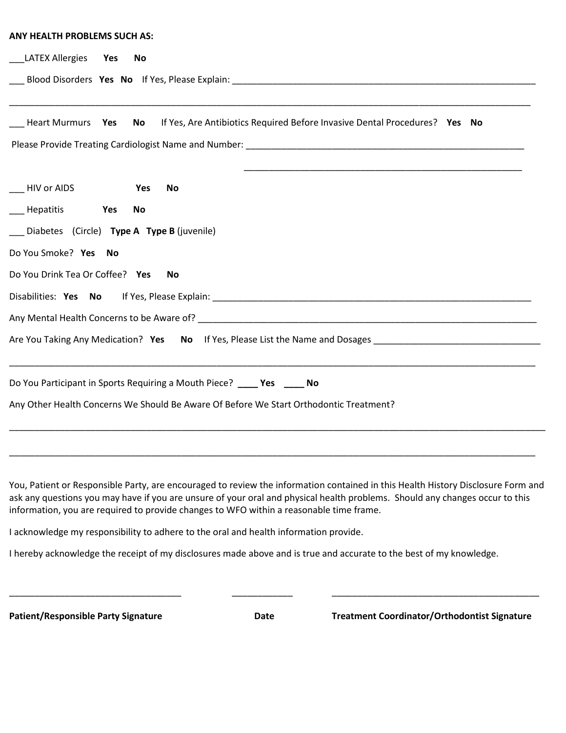**ANY HEALTH PROBLEMS SUCH AS:**

___LATEX Allergies **Yes** **No**

___ Blood Disorders **Yes** **No** If Yes, Please Explain: ____________________________________________________________

______________________________________________________________________________________________________

___ Heart Murmurs **Yes** **No** If Yes, Are Antibiotics Required Before Invasive Dental Procedures? **Yes** **No**

Please Provide Treating Cardiologist Name and Number: ______________________________________________________

______________________________________________________

___ HIV or AIDS **Yes** **No**

___ Hepatitis **Yes** **No**

___ Diabetes (Circle) **Type A** **Type B** (juvenile)

Do You Smoke? **Yes** **No**

Do You Drink Tea Or Coffee? **Yes** **No**

Disabilities: **Yes** **No** If Yes, Please Explain: ______________________________________________________________

Any Mental Health Concerns to be Aware of? ________________________________________________________________

Are You Taking Any Medication? **Yes** **No** If Yes, Please List the Name and Dosages _________________________________

______________________________________________________________________________________________________

Do You Participant in Sports Requiring a Mouth Piece? **____ Yes** **____ No**

Any Other Health Concerns We Should Be Aware Of Before We Start Orthodontic Treatment?

______________________________________________________________________________________________________

______________________________________________________________________________________________________

You, Patient or Responsible Party, are encouraged to review the information contained in this Health History Disclosure Form and ask any questions you may have if you are unsure of your oral and physical health problems. Should any changes occur to this information, you are required to provide changes to WFO within a reasonable time frame.

I acknowledge my responsibility to adhere to the oral and health information provide.

I hereby acknowledge the receipt of my disclosures made above and is true and accurate to the best of my knowledge.

_________________________________ ____________ __________________________________________

**Patient/Responsible Party Signature** **Date** **Treatment Coordinator/Orthodontist Signature**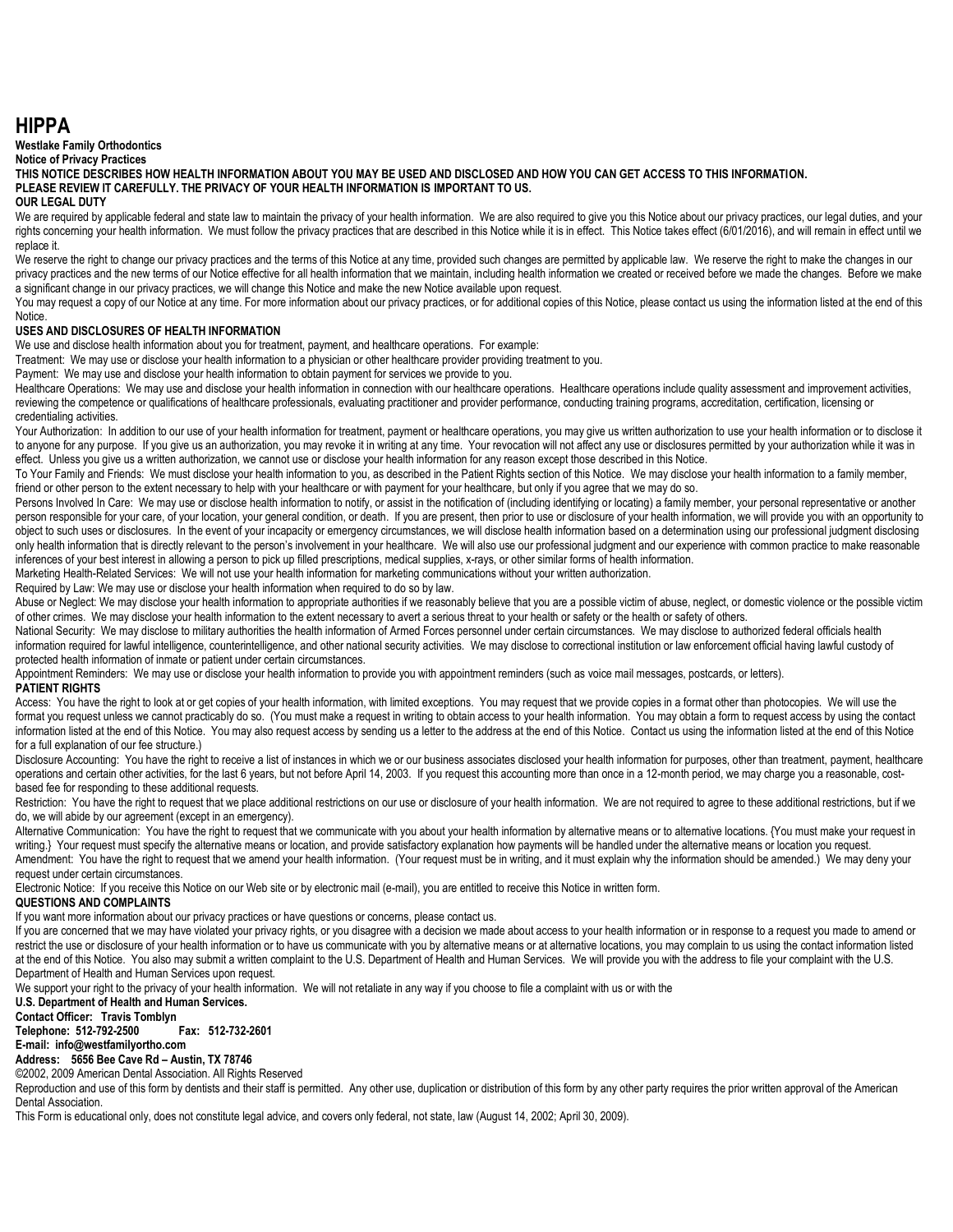# HIPPA

**Westlake Family Orthodontics**

**Notice of Privacy Practices**

**THIS NOTICE DESCRIBES HOW HEALTH INFORMATION ABOUT YOU MAY BE USED AND DISCLOSED AND HOW YOU CAN GET ACCESS TO THIS INFORMATION.**

**PLEASE REVIEW IT CAREFULLY. THE PRIVACY OF YOUR HEALTH INFORMATION IS IMPORTANT TO US.**

**OUR LEGAL DUTY**

We are required by applicable federal and state law to maintain the privacy of your health information. We are also required to give you this Notice about our privacy practices, our legal duties, and your rights concerning your health information. We must follow the privacy practices that are described in this Notice while it is in effect. This Notice takes effect (6/01/2016), and will remain in effect until we replace it.

We reserve the right to change our privacy practices and the terms of this Notice at any time, provided such changes are permitted by applicable law. We reserve the right to make the changes in our privacy practices and the new terms of our Notice effective for all health information that we maintain, including health information we created or received before we made the changes. Before we make a significant change in our privacy practices, we will change this Notice and make the new Notice available upon request.

You may request a copy of our Notice at any time. For more information about our privacy practices, or for additional copies of this Notice, please contact us using the information listed at the end of this Notice.

**USES AND DISCLOSURES OF HEALTH INFORMATION**

We use and disclose health information about you for treatment, payment, and healthcare operations. For example:

Treatment: We may use or disclose your health information to a physician or other healthcare provider providing treatment to you.

Payment: We may use and disclose your health information to obtain payment for services we provide to you.

Healthcare Operations: We may use and disclose your health information in connection with our healthcare operations. Healthcare operations include quality assessment and improvement activities, reviewing the competence or qualifications of healthcare professionals, evaluating practitioner and provider performance, conducting training programs, accreditation, certification, licensing or credentialing activities.

Your Authorization: In addition to our use of your health information for treatment, payment or healthcare operations, you may give us written authorization to use your health information or to disclose it to anyone for any purpose. If you give us an authorization, you may revoke it in writing at any time. Your revocation will not affect any use or disclosures permitted by your authorization while it was in effect. Unless you give us a written authorization, we cannot use or disclose your health information for any reason except those described in this Notice.

To Your Family and Friends: We must disclose your health information to you, as described in the Patient Rights section of this Notice. We may disclose your health information to a family member, friend or other person to the extent necessary to help with your healthcare or with payment for your healthcare, but only if you agree that we may do so.

Persons Involved In Care: We may use or disclose health information to notify, or assist in the notification of (including identifying or locating) a family member, your personal representative or another person responsible for your care, of your location, your general condition, or death. If you are present, then prior to use or disclosure of your health information, we will provide you with an opportunity to object to such uses or disclosures. In the event of your incapacity or emergency circumstances, we will disclose health information based on a determination using our professional judgment disclosing only health information that is directly relevant to the person's involvement in your healthcare. We will also use our professional judgment and our experience with common practice to make reasonable inferences of your best interest in allowing a person to pick up filled prescriptions, medical supplies, x-rays, or other similar forms of health information.

Marketing Health-Related Services: We will not use your health information for marketing communications without your written authorization.

Required by Law: We may use or disclose your health information when required to do so by law.

Abuse or Neglect: We may disclose your health information to appropriate authorities if we reasonably believe that you are a possible victim of abuse, neglect, or domestic violence or the possible victim of other crimes. We may disclose your health information to the extent necessary to avert a serious threat to your health or safety or the health or safety of others.

National Security: We may disclose to military authorities the health information of Armed Forces personnel under certain circumstances. We may disclose to authorized federal officials health information required for lawful intelligence, counterintelligence, and other national security activities. We may disclose to correctional institution or law enforcement official having lawful custody of protected health information of inmate or patient under certain circumstances.

Appointment Reminders: We may use or disclose your health information to provide you with appointment reminders (such as voice mail messages, postcards, or letters).

**PATIENT RIGHTS**

Access: You have the right to look at or get copies of your health information, with limited exceptions. You may request that we provide copies in a format other than photocopies. We will use the format you request unless we cannot practicably do so. (You must make a request in writing to obtain access to your health information. You may obtain a form to request access by using the contact information listed at the end of this Notice. You may also request access by sending us a letter to the address at the end of this Notice. Contact us using the information listed at the end of this Notice for a full explanation of our fee structure.)

Disclosure Accounting: You have the right to receive a list of instances in which we or our business associates disclosed your health information for purposes, other than treatment, payment, healthcare operations and certain other activities, for the last 6 years, but not before April 14, 2003. If you request this accounting more than once in a 12-month period, we may charge you a reasonable, cost-based fee for responding to these additional requests.

Restriction: You have the right to request that we place additional restrictions on our use or disclosure of your health information. We are not required to agree to these additional restrictions, but if we do, we will abide by our agreement (except in an emergency).

Alternative Communication: You have the right to request that we communicate with you about your health information by alternative means or to alternative locations. {You must make your request in writing.} Your request must specify the alternative means or location, and provide satisfactory explanation how payments will be handled under the alternative means or location you request.

Amendment: You have the right to request that we amend your health information. (Your request must be in writing, and it must explain why the information should be amended.) We may deny your request under certain circumstances.

Electronic Notice: If you receive this Notice on our Web site or by electronic mail (e-mail), you are entitled to receive this Notice in written form.

**QUESTIONS AND COMPLAINTS**

If you want more information about our privacy practices or have questions or concerns, please contact us.

If you are concerned that we may have violated your privacy rights, or you disagree with a decision we made about access to your health information or in response to a request you made to amend or restrict the use or disclosure of your health information or to have us communicate with you by alternative means or at alternative locations, you may complain to us using the contact information listed at the end of this Notice. You also may submit a written complaint to the U.S. Department of Health and Human Services. We will provide you with the address to file your complaint with the U.S. Department of Health and Human Services upon request.

We support your right to the privacy of your health information. We will not retaliate in any way if you choose to file a complaint with us or with the

**U.S. Department of Health and Human Services.**

**Contact Officer: Travis Tomblyn**

**Telephone: 512-792-2500 Fax: 512-732-2601**

**E-mail: info@westfamilyortho.com**

**Address: 5656 Bee Cave Rd – Austin, TX 78746**

©2002, 2009 American Dental Association. All Rights Reserved

Reproduction and use of this form by dentists and their staff is permitted. Any other use, duplication or distribution of this form by any other party requires the prior written approval of the American Dental Association.

This Form is educational only, does not constitute legal advice, and covers only federal, not state, law (August 14, 2002; April 30, 2009).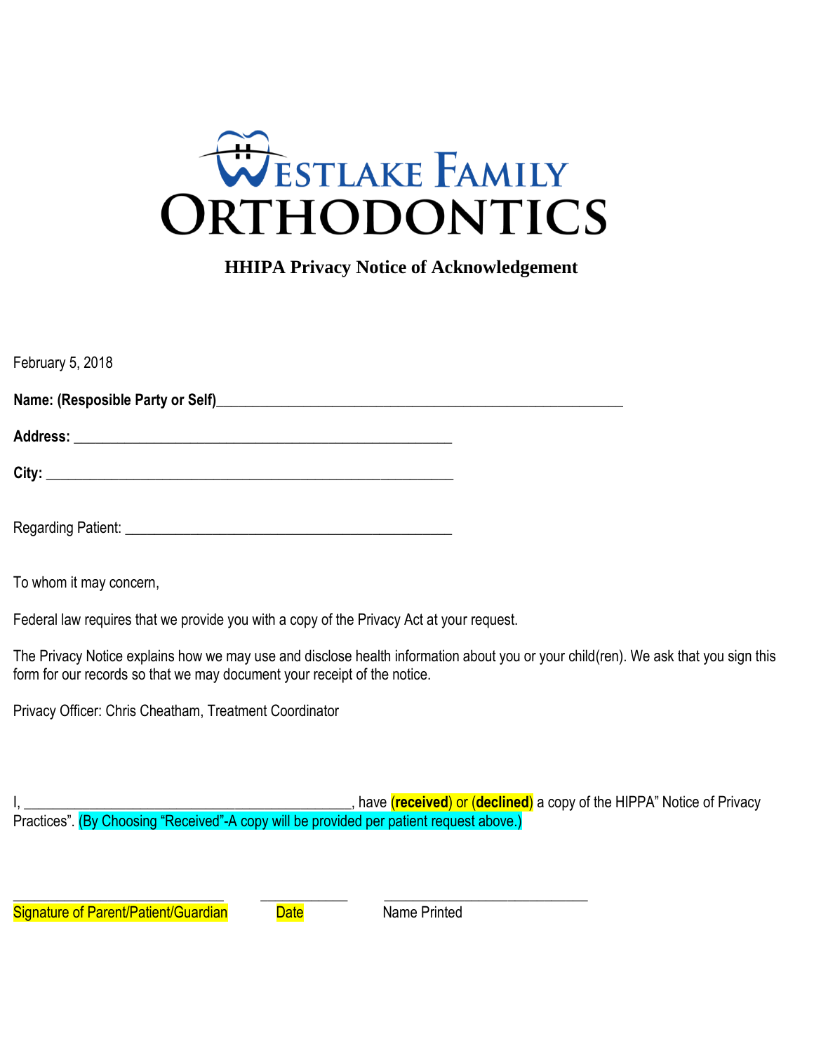# WESTLAKE FAMILY ORTHODONTICS

## HHIPA Privacy Notice of Acknowledgement

February 5, 2018

**Name: (Resposible Party or Self)**_____________________________________________________

**Address:** ________________________________________________

**City:** ____________________________________________________

Regarding Patient: ________________________________________

To whom it may concern,

Federal law requires that we provide you with a copy of the Privacy Act at your request.

The Privacy Notice explains how we may use and disclose health information about you or your child(ren). We ask that you sign this form for our records so that we may document your receipt of the notice.

Privacy Officer: Chris Cheatham, Treatment Coordinator

I, _________________________________________, have (**received**) or (**declined**) a copy of the HIPPA" Notice of Privacy Practices". (By Choosing "Received"-A copy will be provided per patient request above.)

___________________________ ___________ __________________________

Signature of Parent/Patient/Guardian Date Name Printed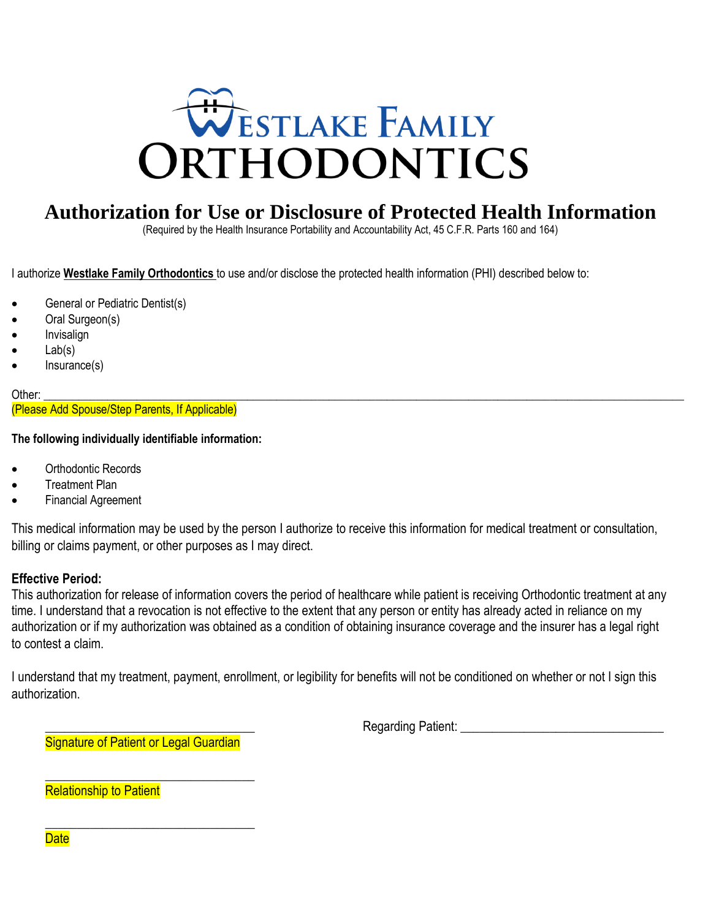# Westlake Family Orthodontics

## Authorization for Use or Disclosure of Protected Health Information

(Required by the Health Insurance Portability and Accountability Act, 45 C.F.R. Parts 160 and 164)

I authorize **Westlake Family Orthodontics** to use and/or disclose the protected health information (PHI) described below to:

- General or Pediatric Dentist(s)
- Oral Surgeon(s)
- Invisalign
- Lab(s)
- Insurance(s)

Other: ____________________________________________________________________________

(Please Add Spouse/Step Parents, If Applicable)

**The following individually identifiable information:**

- Orthodontic Records
- Treatment Plan
- Financial Agreement

This medical information may be used by the person I authorize to receive this information for medical treatment or consultation, billing or claims payment, or other purposes as I may direct.

**Effective Period:**

This authorization for release of information covers the period of healthcare while patient is receiving Orthodontic treatment at any time. I understand that a revocation is not effective to the extent that any person or entity has already acted in reliance on my authorization or if my authorization was obtained as a condition of obtaining insurance coverage and the insurer has a legal right to contest a claim.

I understand that my treatment, payment, enrollment, or legibility for benefits will not be conditioned on whether or not I sign this authorization.

________________________________

Signature of Patient or Legal Guardian

Regarding Patient: ______________________________

________________________________

Relationship to Patient

________________________________

Date